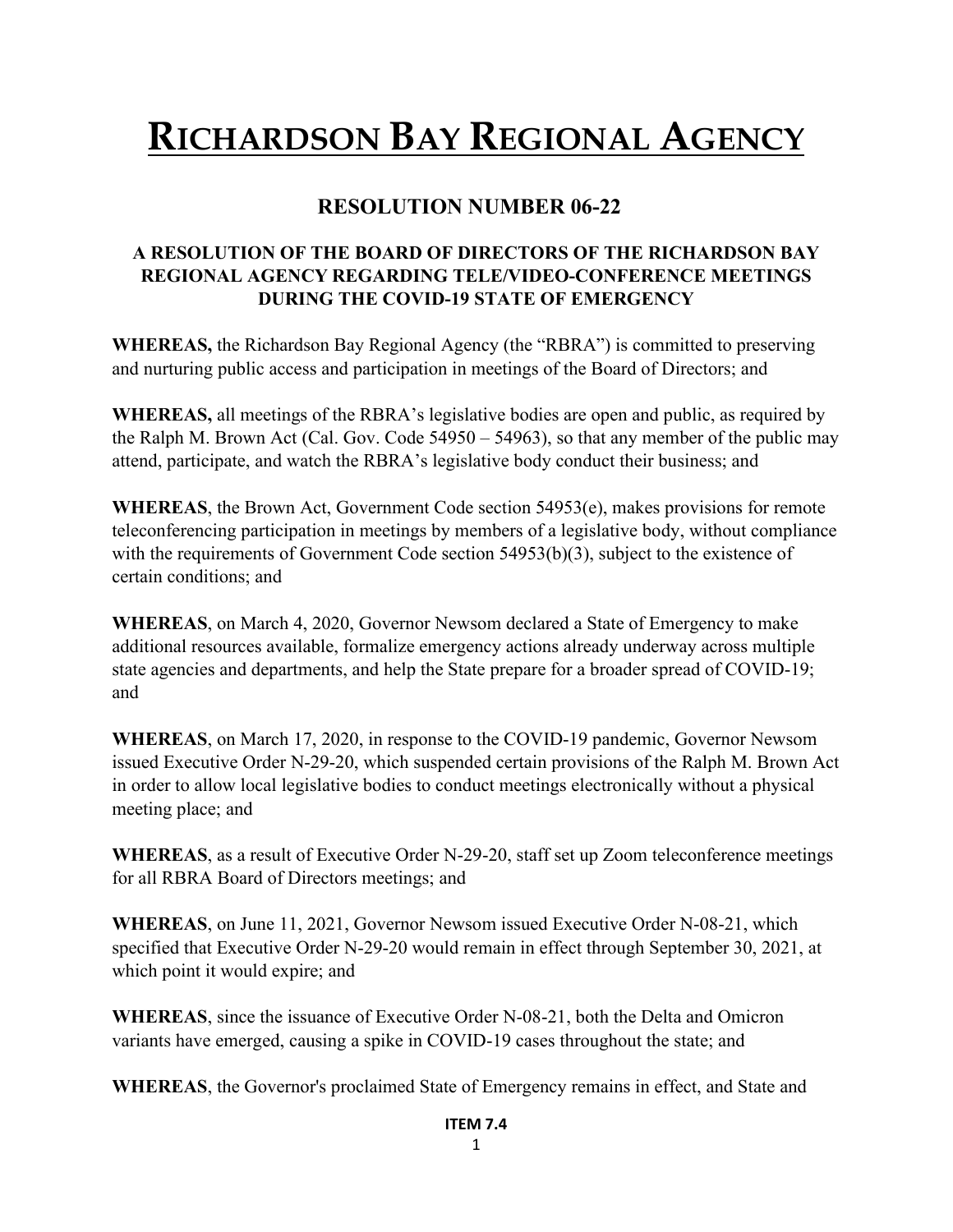# RICHARDSON BAY REGIONAL AGENCY

## RESOLUTION NUMBER 06-22

### A RESOLUTION OF THE BOARD OF DIRECTORS OF THE RICHARDSON BAY REGIONAL AGENCY REGARDING TELE/VIDEO-CONFERENCE MEETINGS DURING THE COVID-19 STATE OF EMERGENCY

**WHEREAS,** the Richardson Bay Regional Agency (the "RBRA") is committed to preserving and nurturing public access and participation in meetings of the Board of Directors; and

**WHEREAS,** all meetings of the RBRA's legislative bodies are open and public, as required by the Ralph M. Brown Act (Cal. Gov. Code 54950 – 54963), so that any member of the public may attend, participate, and watch the RBRA's legislative body conduct their business; and

**WHEREAS**, the Brown Act, Government Code section 54953(e), makes provisions for remote teleconferencing participation in meetings by members of a legislative body, without compliance with the requirements of Government Code section 54953(b)(3), subject to the existence of certain conditions; and

**WHEREAS**, on March 4, 2020, Governor Newsom declared a State of Emergency to make additional resources available, formalize emergency actions already underway across multiple state agencies and departments, and help the State prepare for a broader spread of COVID-19; and

**WHEREAS**, on March 17, 2020, in response to the COVID-19 pandemic, Governor Newsom issued Executive Order N-29-20, which suspended certain provisions of the Ralph M. Brown Act in order to allow local legislative bodies to conduct meetings electronically without a physical meeting place; and

**WHEREAS**, as a result of Executive Order N-29-20, staff set up Zoom teleconference meetings for all RBRA Board of Directors meetings; and

**WHEREAS**, on June 11, 2021, Governor Newsom issued Executive Order N-08-21, which specified that Executive Order N-29-20 would remain in effect through September 30, 2021, at which point it would expire; and

**WHEREAS**, since the issuance of Executive Order N-08-21, both the Delta and Omicron variants have emerged, causing a spike in COVID-19 cases throughout the state; and

**WHEREAS**, the Governor's proclaimed State of Emergency remains in effect, and State and

**ITEM 7.4**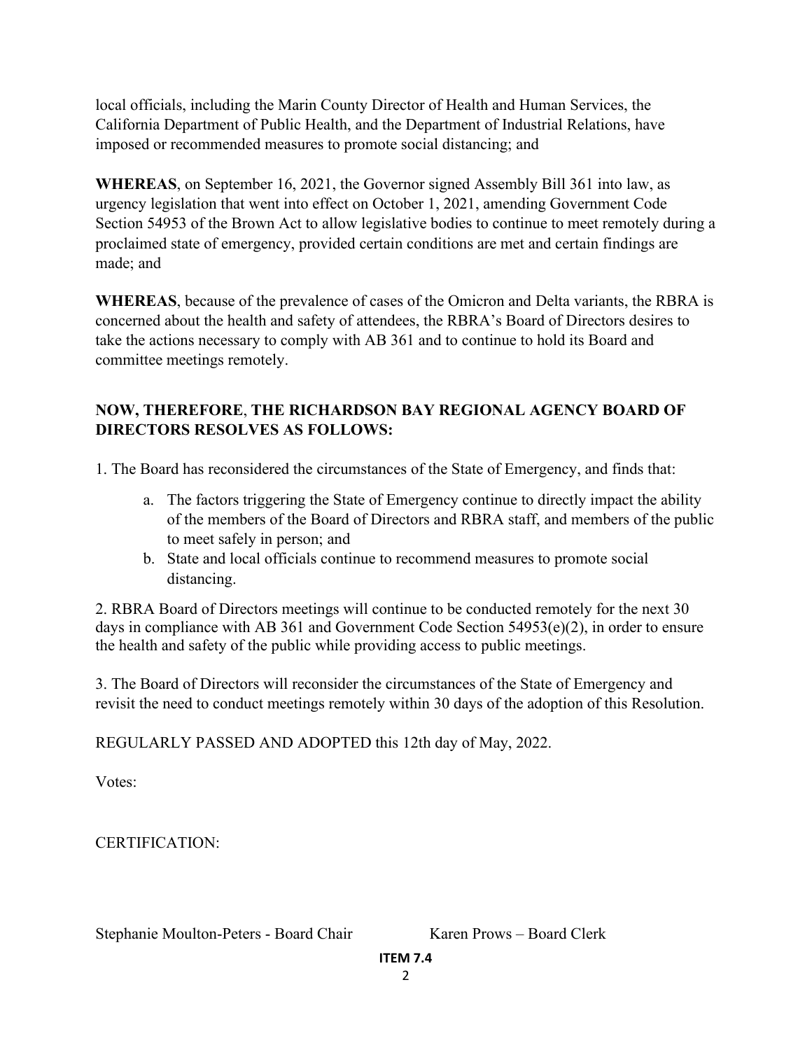local officials, including the Marin County Director of Health and Human Services, the California Department of Public Health, and the Department of Industrial Relations, have imposed or recommended measures to promote social distancing; and

**WHEREAS**, on September 16, 2021, the Governor signed Assembly Bill 361 into law, as urgency legislation that went into effect on October 1, 2021, amending Government Code Section 54953 of the Brown Act to allow legislative bodies to continue to meet remotely during a proclaimed state of emergency, provided certain conditions are met and certain findings are made; and

**WHEREAS**, because of the prevalence of cases of the Omicron and Delta variants, the RBRA is concerned about the health and safety of attendees, the RBRA's Board of Directors desires to take the actions necessary to comply with AB 361 and to continue to hold its Board and committee meetings remotely.

**NOW, THEREFORE**, **THE RICHARDSON BAY REGIONAL AGENCY BOARD OF DIRECTORS RESOLVES AS FOLLOWS:**

1. The Board has reconsidered the circumstances of the State of Emergency, and finds that:

   a. The factors triggering the State of Emergency continue to directly impact the ability of the members of the Board of Directors and RBRA staff, and members of the public to meet safely in person; and
   
   b. State and local officials continue to recommend measures to promote social distancing.

2. RBRA Board of Directors meetings will continue to be conducted remotely for the next 30 days in compliance with AB 361 and Government Code Section 54953(e)(2), in order to ensure the health and safety of the public while providing access to public meetings.

3. The Board of Directors will reconsider the circumstances of the State of Emergency and revisit the need to conduct meetings remotely within 30 days of the adoption of this Resolution.

REGULARLY PASSED AND ADOPTED this 12th day of May, 2022.

Votes:

CERTIFICATION:

Stephanie Moulton-Peters - Board Chair    Karen Prows – Board Clerk

**ITEM 7.4**